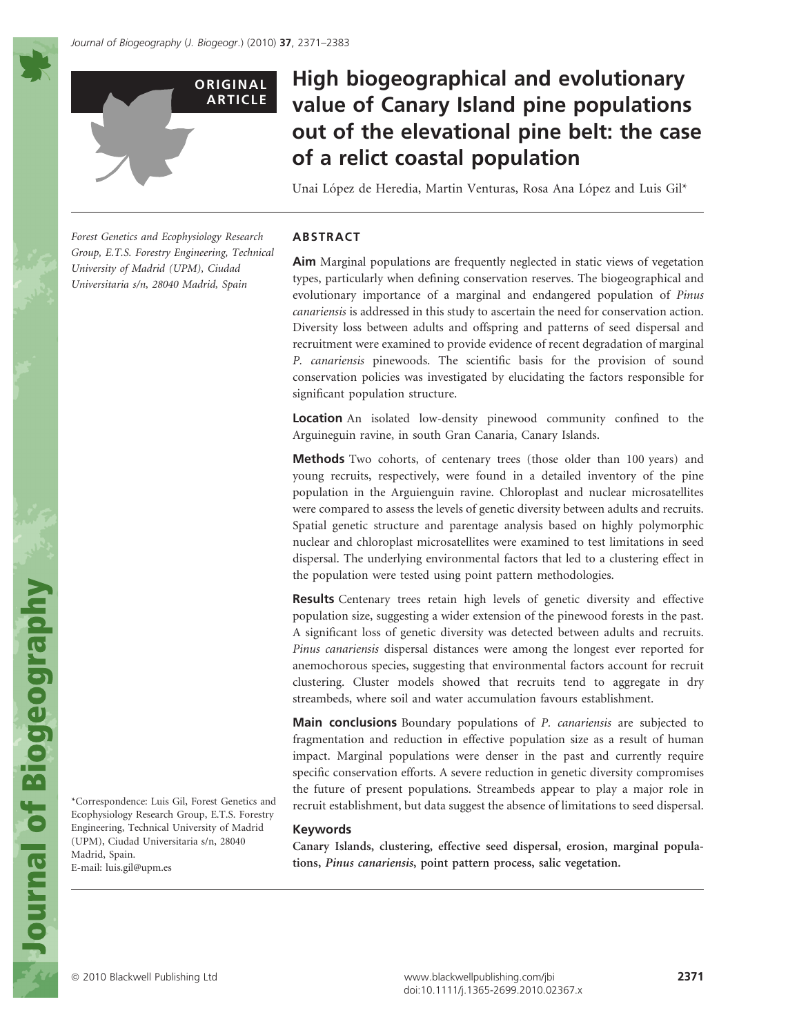ORIGINAL ARTICLE

# High biogeographical and evolutionary value of Canary Island pine populations out of the elevational pine belt: the case of a relict coastal population

Unai López de Heredia, Martin Venturas, Rosa Ana López and Luis Gil*

Forest Genetics and Ecophysiology Research Group, E.T.S. Forestry Engineering, Technical University of Madrid (UPM), Ciudad Universitaria s/n, 28040 Madrid, Spain

## ABSTRACT

**Aim** Marginal populations are frequently neglected in static views of vegetation types, particularly when defining conservation reserves. The biogeographical and evolutionary importance of a marginal and endangered population of *Pinus canariensis* is addressed in this study to ascertain the need for conservation action. Diversity loss between adults and offspring and patterns of seed dispersal and recruitment were examined to provide evidence of recent degradation of marginal *P. canariensis* pinewoods. The scientific basis for the provision of sound conservation policies was investigated by elucidating the factors responsible for significant population structure.

**Location** An isolated low-density pinewood community confined to the Arguineguin ravine, in south Gran Canaria, Canary Islands.

**Methods** Two cohorts, of centenary trees (those older than 100 years) and young recruits, respectively, were found in a detailed inventory of the pine population in the Arguienguin ravine. Chloroplast and nuclear microsatellites were compared to assess the levels of genetic diversity between adults and recruits. Spatial genetic structure and parentage analysis based on highly polymorphic nuclear and chloroplast microsatellites were examined to test limitations in seed dispersal. The underlying environmental factors that led to a clustering effect in the population were tested using point pattern methodologies.

**Results** Centenary trees retain high levels of genetic diversity and effective population size, suggesting a wider extension of the pinewood forests in the past. A significant loss of genetic diversity was detected between adults and recruits. *Pinus canariensis* dispersal distances were among the longest ever reported for anemochorous species, suggesting that environmental factors account for recruit clustering. Cluster models showed that recruits tend to aggregate in dry streambeds, where soil and water accumulation favours establishment.

**Main conclusions** Boundary populations of *P. canariensis* are subjected to fragmentation and reduction in effective population size as a result of human impact. Marginal populations were denser in the past and currently require specific conservation efforts. A severe reduction in genetic diversity compromises the future of present populations. Streambeds appear to play a major role in recruit establishment, but data suggest the absence of limitations to seed dispersal.

### Keywords

**Canary Islands, clustering, effective seed dispersal, erosion, marginal populations, *Pinus canariensis*, point pattern process, salic vegetation.**

*Correspondence: Luis Gil, Forest Genetics and Ecophysiology Research Group, E.T.S. Forestry Engineering, Technical University of Madrid (UPM), Ciudad Universitaria s/n, 28040 Madrid, Spain.
E-mail: luis.gil@upm.es

© 2010 Blackwell Publishing Ltd www.blackwellpublishing.com/jbi doi:10.1111/j.1365-2699.2010.02367.x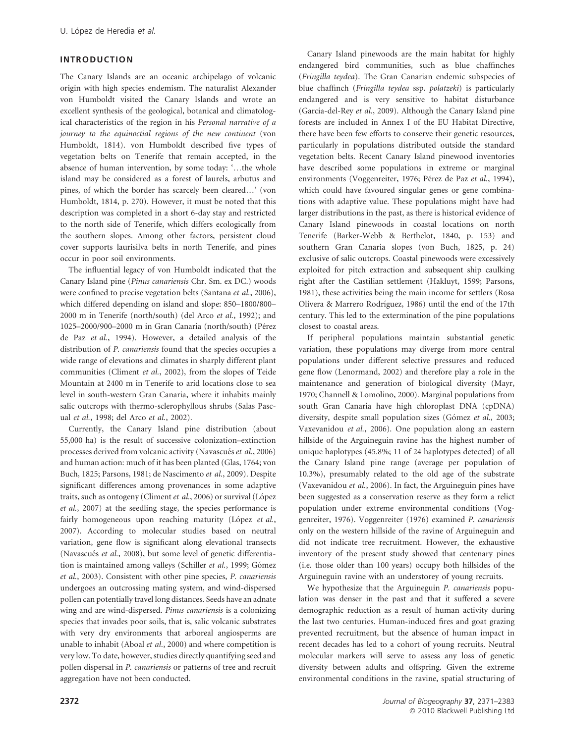## INTRODUCTION

The Canary Islands are an oceanic archipelago of volcanic origin with high species endemism. The naturalist Alexander von Humboldt visited the Canary Islands and wrote an excellent synthesis of the geological, botanical and climatological characteristics of the region in his *Personal narrative of a journey to the equinoctial regions of the new continent* (von Humboldt, 1814). von Humboldt described five types of vegetation belts on Tenerife that remain accepted, in the absence of human intervention, by some today: '…the whole island may be considered as a forest of laurels, arbutus and pines, of which the border has scarcely been cleared…' (von Humboldt, 1814, p. 270). However, it must be noted that this description was completed in a short 6-day stay and restricted to the north side of Tenerife, which differs ecologically from the southern slopes. Among other factors, persistent cloud cover supports laurisilva belts in north Tenerife, and pines occur in poor soil environments.

The influential legacy of von Humboldt indicated that the Canary Island pine (*Pinus canariensis* Chr. Sm. ex DC.) woods were confined to precise vegetation belts (Santana *et al.*, 2006), which differed depending on island and slope: 850–1800/800–2000 m in Tenerife (north/south) (del Arco *et al.*, 1992); and 1025–2000/900–2000 m in Gran Canaria (north/south) (Pérez de Paz *et al.*, 1994). However, a detailed analysis of the distribution of *P. canariensis* found that the species occupies a wide range of elevations and climates in sharply different plant communities (Climent *et al.*, 2002), from the slopes of Teide Mountain at 2400 m in Tenerife to arid locations close to sea level in south-western Gran Canaria, where it inhabits mainly salic outcrops with thermo-sclerophyllous shrubs (Salas Pascual *et al.*, 1998; del Arco *et al.*, 2002).

Currently, the Canary Island pine distribution (about 55,000 ha) is the result of successive colonization–extinction processes derived from volcanic activity (Navascués *et al.*, 2006) and human action: much of it has been planted (Glas, 1764; von Buch, 1825; Parsons, 1981; de Nascimento *et al.*, 2009). Despite significant differences among provenances in some adaptive traits, such as ontogeny (Climent *et al.*, 2006) or survival (López *et al.*, 2007) at the seedling stage, the species performance is fairly homogeneous upon reaching maturity (López *et al.*, 2007). According to molecular studies based on neutral variation, gene flow is significant along elevational transects (Navascués *et al.*, 2008), but some level of genetic differentiation is maintained among valleys (Schiller *et al.*, 1999; Gómez *et al.*, 2003). Consistent with other pine species, *P. canariensis* undergoes an outcrossing mating system, and wind-dispersed pollen can potentially travel long distances. Seeds have an adnate wing and are wind-dispersed. *Pinus canariensis* is a colonizing species that invades poor soils, that is, salic volcanic substrates with very dry environments that arboreal angiosperms are unable to inhabit (Aboal *et al.*, 2000) and where competition is very low. To date, however, studies directly quantifying seed and pollen dispersal in *P. canariensis* or patterns of tree and recruit aggregation have not been conducted.

Canary Island pinewoods are the main habitat for highly endangered bird communities, such as blue chaffinches (*Fringilla teydea*). The Gran Canarian endemic subspecies of blue chaffinch (*Fringilla teydea* ssp. *polatzeki*) is particularly endangered and is very sensitive to habitat disturbance (García-del-Rey *et al.*, 2009). Although the Canary Island pine forests are included in Annex I of the EU Habitat Directive, there have been few efforts to conserve their genetic resources, particularly in populations distributed outside the standard vegetation belts. Recent Canary Island pinewood inventories have described some populations in extreme or marginal environments (Voggenreiter, 1976; Pérez de Paz *et al.*, 1994), which could have favoured singular genes or gene combinations with adaptive value. These populations might have had larger distributions in the past, as there is historical evidence of Canary Island pinewoods in coastal locations on north Tenerife (Barker-Webb & Berthelot, 1840, p. 153) and southern Gran Canaria slopes (von Buch, 1825, p. 24) exclusive of salic outcrops. Coastal pinewoods were excessively exploited for pitch extraction and subsequent ship caulking right after the Castilian settlement (Hakluyt, 1599; Parsons, 1981), these activities being the main income for settlers (Rosa Olivera & Marrero Rodríguez, 1986) until the end of the 17th century. This led to the extermination of the pine populations closest to coastal areas.

If peripheral populations maintain substantial genetic variation, these populations may diverge from more central populations under different selective pressures and reduced gene flow (Lenormand, 2002) and therefore play a role in the maintenance and generation of biological diversity (Mayr, 1970; Channell & Lomolino, 2000). Marginal populations from south Gran Canaria have high chloroplast DNA (cpDNA) diversity, despite small population sizes (Gómez *et al.*, 2003; Vaxevanidou *et al.*, 2006). One population along an eastern hillside of the Arguineguin ravine has the highest number of unique haplotypes (45.8%; 11 of 24 haplotypes detected) of all the Canary Island pine range (average per population of 10.3%), presumably related to the old age of the substrate (Vaxevanidou *et al.*, 2006). In fact, the Arguineguin pines have been suggested as a conservation reserve as they form a relict population under extreme environmental conditions (Voggenreiter, 1976). Voggenreiter (1976) examined *P. canariensis* only on the western hillside of the ravine of Arguineguin and did not indicate tree recruitment. However, the exhaustive inventory of the present study showed that centenary pines (i.e. those older than 100 years) occupy both hillsides of the Arguineguin ravine with an understorey of young recruits.

We hypothesize that the Arguineguin *P. canariensis* population was denser in the past and that it suffered a severe demographic reduction as a result of human activity during the last two centuries. Human-induced fires and goat grazing prevented recruitment, but the absence of human impact in recent decades has led to a cohort of young recruits. Neutral molecular markers will serve to assess any loss of genetic diversity between adults and offspring. Given the extreme environmental conditions in the ravine, spatial structuring of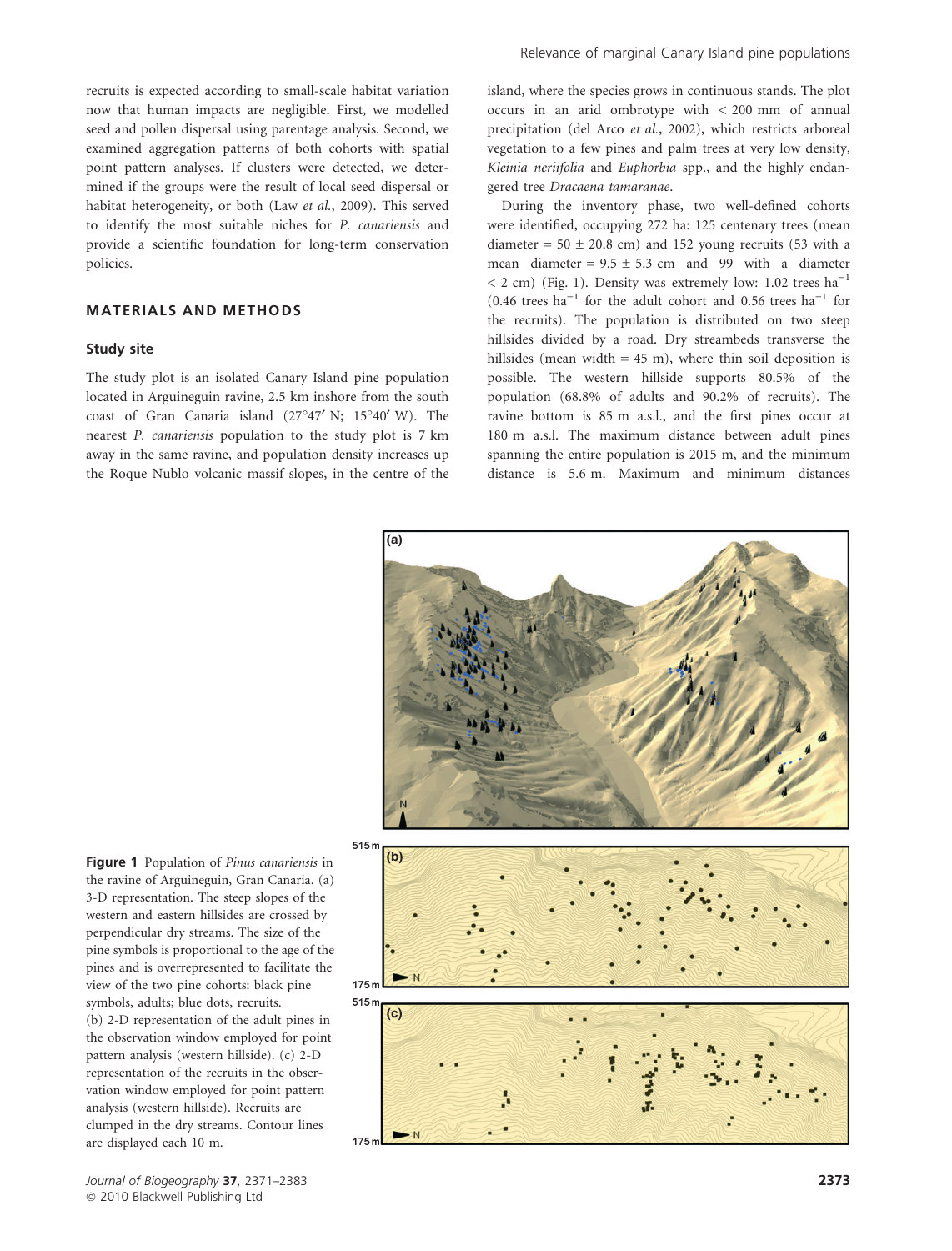recruits is expected according to small-scale habitat variation now that human impacts are negligible. First, we modelled seed and pollen dispersal using parentage analysis. Second, we examined aggregation patterns of both cohorts with spatial point pattern analyses. If clusters were detected, we determined if the groups were the result of local seed dispersal or habitat heterogeneity, or both (Law *et al.*, 2009). This served to identify the most suitable niches for *P. canariensis* and provide a scientific foundation for long-term conservation policies.

## MATERIALS AND METHODS

### Study site

The study plot is an isolated Canary Island pine population located in Arguineguin ravine, 2.5 km inshore from the south coast of Gran Canaria island (27°47′ N; 15°40′ W). The nearest *P. canariensis* population to the study plot is 7 km away in the same ravine, and population density increases up the Roque Nublo volcanic massif slopes, in the centre of the island, where the species grows in continuous stands. The plot occurs in an arid ombrotype with < 200 mm of annual precipitation (del Arco *et al.*, 2002), which restricts arboreal vegetation to a few pines and palm trees at very low density, *Kleinia neriifolia* and *Euphorbia* spp., and the highly endangered tree *Dracaena tamaranae*.

During the inventory phase, two well-defined cohorts were identified, occupying 272 ha: 125 centenary trees (mean diameter = 50 ± 20.8 cm) and 152 young recruits (53 with a mean diameter = 9.5 ± 5.3 cm and 99 with a diameter < 2 cm) (Fig. 1). Density was extremely low: 1.02 trees ha$^{-1}$ (0.46 trees ha$^{-1}$ for the adult cohort and 0.56 trees ha$^{-1}$ for the recruits). The population is distributed on two steep hillsides divided by a road. Dry streambeds transverse the hillsides (mean width = 45 m), where thin soil deposition is possible. The western hillside supports 80.5% of the population (68.8% of adults and 90.2% of recruits). The ravine bottom is 85 m a.s.l., and the first pines occur at 180 m a.s.l. The maximum distance between adult pines spanning the entire population is 2015 m, and the minimum distance is 5.6 m. Maximum and minimum distances

**Figure 1** Population of *Pinus canariensis* in the ravine of Arguineguin, Gran Canaria. (a) 3-D representation. The steep slopes of the western and eastern hillsides are crossed by perpendicular dry streams. The size of the pine symbols is proportional to the age of the pines and is overrepresented to facilitate the view of the two pine cohorts: black pine symbols, adults; blue dots, recruits. (b) 2-D representation of the adult pines in the observation window employed for point pattern analysis (western hillside). (c) 2-D representation of the recruits in the observation window employed for point pattern analysis (western hillside). Recruits are clumped in the dry streams. Contour lines are displayed each 10 m.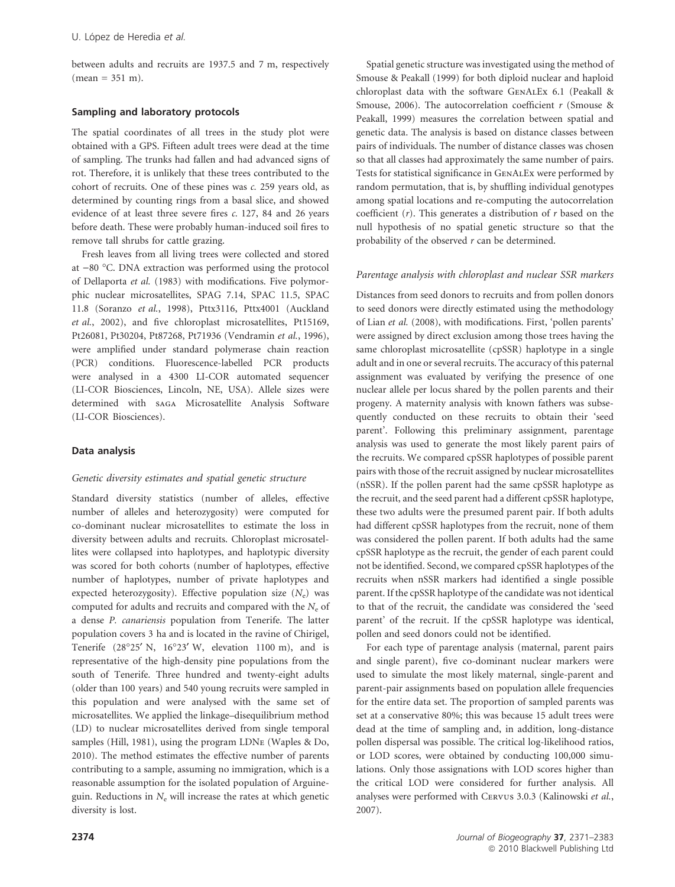between adults and recruits are 1937.5 and 7 m, respectively (mean = 351 m).

### Sampling and laboratory protocols

The spatial coordinates of all trees in the study plot were obtained with a GPS. Fifteen adult trees were dead at the time of sampling. The trunks had fallen and had advanced signs of rot. Therefore, it is unlikely that these trees contributed to the cohort of recruits. One of these pines was *c.* 259 years old, as determined by counting rings from a basal slice, and showed evidence of at least three severe fires *c.* 127, 84 and 26 years before death. These were probably human-induced soil fires to remove tall shrubs for cattle grazing.

Fresh leaves from all living trees were collected and stored at −80 °C. DNA extraction was performed using the protocol of Dellaporta *et al.* (1983) with modifications. Five polymorphic nuclear microsatellites, SPAG 7.14, SPAC 11.5, SPAC 11.8 (Soranzo *et al.*, 1998), Pttx3116, Pttx4001 (Auckland *et al.*, 2002), and five chloroplast microsatellites, Pt15169, Pt26081, Pt30204, Pt87268, Pt71936 (Vendramin *et al.*, 1996), were amplified under standard polymerase chain reaction (PCR) conditions. Fluorescence-labelled PCR products were analysed in a 4300 LI-COR automated sequencer (LI-COR Biosciences, Lincoln, NE, USA). Allele sizes were determined with SAGA Microsatellite Analysis Software (LI-COR Biosciences).

### Data analysis

#### *Genetic diversity estimates and spatial genetic structure*

Standard diversity statistics (number of alleles, effective number of alleles and heterozygosity) were computed for co-dominant nuclear microsatellites to estimate the loss in diversity between adults and recruits. Chloroplast microsatellites were collapsed into haplotypes, and haplotypic diversity was scored for both cohorts (number of haplotypes, effective number of haplotypes, number of private haplotypes and expected heterozygosity). Effective population size ($N_e$) was computed for adults and recruits and compared with the $N_e$ of a dense *P. canariensis* population from Tenerife. The latter population covers 3 ha and is located in the ravine of Chirigel, Tenerife (28°25′ N, 16°23′ W, elevation 1100 m), and is representative of the high-density pine populations from the south of Tenerife. Three hundred and twenty-eight adults (older than 100 years) and 540 young recruits were sampled in this population and were analysed with the same set of microsatellites. We applied the linkage–disequilibrium method (LD) to nuclear microsatellites derived from single temporal samples (Hill, 1981), using the program LDNE (Waples & Do, 2010). The method estimates the effective number of parents contributing to a sample, assuming no immigration, which is a reasonable assumption for the isolated population of Arguineguin. Reductions in $N_e$ will increase the rates at which genetic diversity is lost.

Spatial genetic structure was investigated using the method of Smouse & Peakall (1999) for both diploid nuclear and haploid chloroplast data with the software GENALEX 6.1 (Peakall & Smouse, 2006). The autocorrelation coefficient $r$ (Smouse & Peakall, 1999) measures the correlation between spatial and genetic data. The analysis is based on distance classes between pairs of individuals. The number of distance classes was chosen so that all classes had approximately the same number of pairs. Tests for statistical significance in GENALEX were performed by random permutation, that is, by shuffling individual genotypes among spatial locations and re-computing the autocorrelation coefficient ($r$). This generates a distribution of $r$ based on the null hypothesis of no spatial genetic structure so that the probability of the observed $r$ can be determined.

#### *Parentage analysis with chloroplast and nuclear SSR markers*

Distances from seed donors to recruits and from pollen donors to seed donors were directly estimated using the methodology of Lian *et al.* (2008), with modifications. First, 'pollen parents' were assigned by direct exclusion among those trees having the same chloroplast microsatellite (cpSSR) haplotype in a single adult and in one or several recruits. The accuracy of this paternal assignment was evaluated by verifying the presence of one nuclear allele per locus shared by the pollen parents and their progeny. A maternity analysis with known fathers was subsequently conducted on these recruits to obtain their 'seed parent'. Following this preliminary assignment, parentage analysis was used to generate the most likely parent pairs of the recruits. We compared cpSSR haplotypes of possible parent pairs with those of the recruit assigned by nuclear microsatellites (nSSR). If the pollen parent had the same cpSSR haplotype as the recruit, and the seed parent had a different cpSSR haplotype, these two adults were the presumed parent pair. If both adults had different cpSSR haplotypes from the recruit, none of them was considered the pollen parent. If both adults had the same cpSSR haplotype as the recruit, the gender of each parent could not be identified. Second, we compared cpSSR haplotypes of the recruits when nSSR markers had identified a single possible parent. If the cpSSR haplotype of the candidate was not identical to that of the recruit, the candidate was considered the 'seed parent' of the recruit. If the cpSSR haplotype was identical, pollen and seed donors could not be identified.

For each type of parentage analysis (maternal, parent pairs and single parent), five co-dominant nuclear markers were used to simulate the most likely maternal, single-parent and parent-pair assignments based on population allele frequencies for the entire data set. The proportion of sampled parents was set at a conservative 80%; this was because 15 adult trees were dead at the time of sampling and, in addition, long-distance pollen dispersal was possible. The critical log-likelihood ratios, or LOD scores, were obtained by conducting 100,000 simulations. Only those assignations with LOD scores higher than the critical LOD were considered for further analysis. All analyses were performed with CERVUS 3.0.3 (Kalinowski *et al.*, 2007).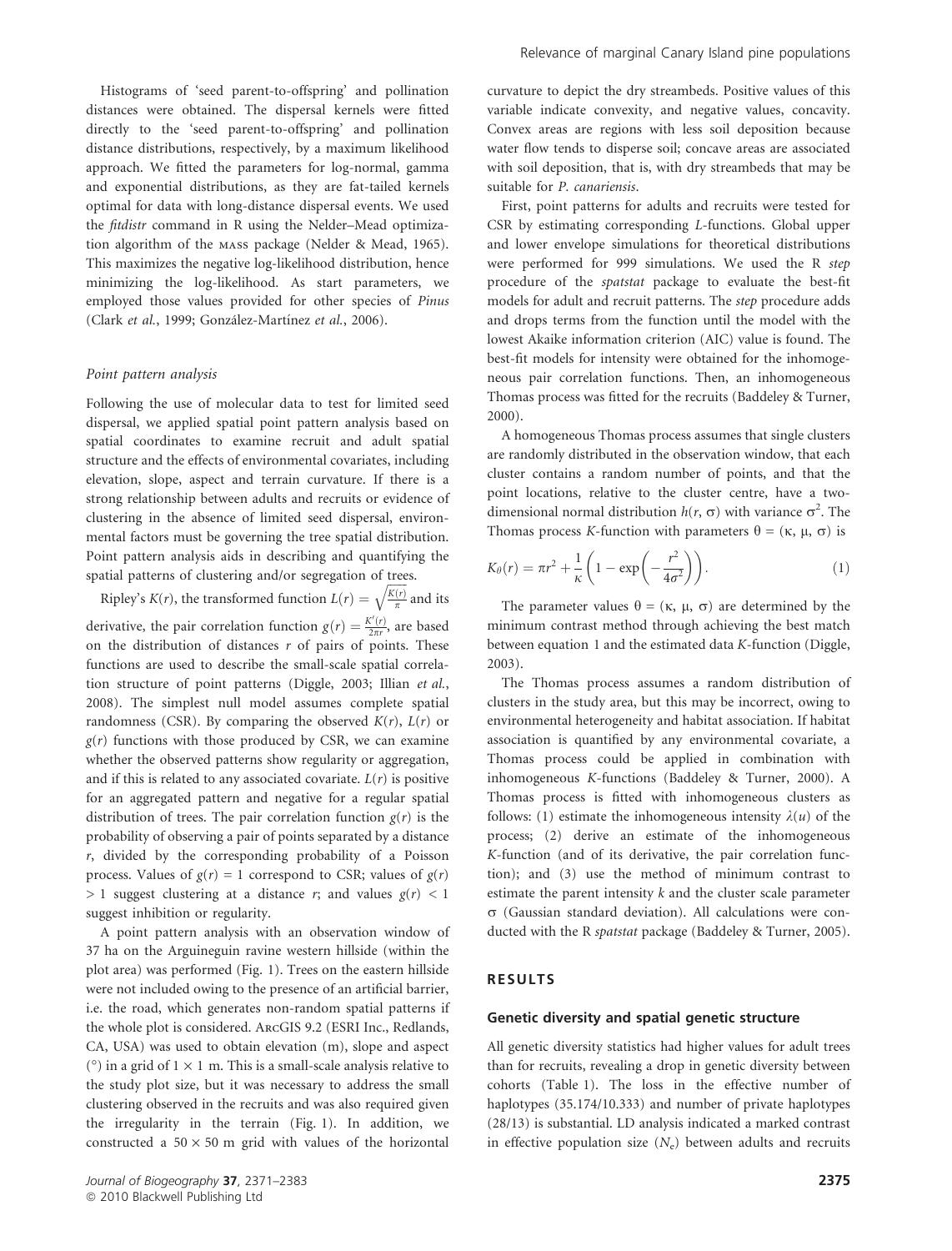Histograms of 'seed parent-to-offspring' and pollination distances were obtained. The dispersal kernels were fitted directly to the 'seed parent-to-offspring' and pollination distance distributions, respectively, by a maximum likelihood approach. We fitted the parameters for log-normal, gamma and exponential distributions, as they are fat-tailed kernels optimal for data with long-distance dispersal events. We used the *fitdistr* command in R using the Nelder–Mead optimization algorithm of the MASS package (Nelder & Mead, 1965). This maximizes the negative log-likelihood distribution, hence minimizing the log-likelihood. As start parameters, we employed those values provided for other species of *Pinus* (Clark *et al.*, 1999; González-Martínez *et al.*, 2006).

### Point pattern analysis

Following the use of molecular data to test for limited seed dispersal, we applied spatial point pattern analysis based on spatial coordinates to examine recruit and adult spatial structure and the effects of environmental covariates, including elevation, slope, aspect and terrain curvature. If there is a strong relationship between adults and recruits or evidence of clustering in the absence of limited seed dispersal, environmental factors must be governing the tree spatial distribution. Point pattern analysis aids in describing and quantifying the spatial patterns of clustering and/or segregation of trees.

Ripley's $K(r)$, the transformed function $L(r) = \sqrt{\frac{K(r)}{\pi}}$ and its derivative, the pair correlation function $g(r) = \frac{K'(r)}{2\pi r}$, are based on the distribution of distances $r$ of pairs of points. These functions are used to describe the small-scale spatial correlation structure of point patterns (Diggle, 2003; Illian *et al.*, 2008). The simplest null model assumes complete spatial randomness (CSR). By comparing the observed $K(r)$, $L(r)$ or $g(r)$ functions with those produced by CSR, we can examine whether the observed patterns show regularity or aggregation, and if this is related to any associated covariate. $L(r)$ is positive for an aggregated pattern and negative for a regular spatial distribution of trees. The pair correlation function $g(r)$ is the probability of observing a pair of points separated by a distance $r$, divided by the corresponding probability of a Poisson process. Values of $g(r) = 1$ correspond to CSR; values of $g(r) > 1$ suggest clustering at a distance $r$; and values $g(r) < 1$ suggest inhibition or regularity.

A point pattern analysis with an observation window of 37 ha on the Arguineguin ravine western hillside (within the plot area) was performed (Fig. 1). Trees on the eastern hillside were not included owing to the presence of an artificial barrier, i.e. the road, which generates non-random spatial patterns if the whole plot is considered. ArcGIS 9.2 (ESRI Inc., Redlands, CA, USA) was used to obtain elevation (m), slope and aspect (°) in a grid of $1 \times 1$ m. This is a small-scale analysis relative to the study plot size, but it was necessary to address the small clustering observed in the recruits and was also required given the irregularity in the terrain (Fig. 1). In addition, we constructed a $50 \times 50$ m grid with values of the horizontal curvature to depict the dry streambeds. Positive values of this variable indicate convexity, and negative values, concavity. Convex areas are regions with less soil deposition because water flow tends to disperse soil; concave areas are associated with soil deposition, that is, with dry streambeds that may be suitable for *P. canariensis*.

First, point patterns for adults and recruits were tested for CSR by estimating corresponding *L*-functions. Global upper and lower envelope simulations for theoretical distributions were performed for 999 simulations. We used the R *step* procedure of the *spatstat* package to evaluate the best-fit models for adult and recruit patterns. The *step* procedure adds and drops terms from the function until the model with the lowest Akaike information criterion (AIC) value is found. The best-fit models for intensity were obtained for the inhomogeneous pair correlation functions. Then, an inhomogeneous Thomas process was fitted for the recruits (Baddeley & Turner, 2000).

A homogeneous Thomas process assumes that single clusters are randomly distributed in the observation window, that each cluster contains a random number of points, and that the point locations, relative to the cluster centre, have a two-dimensional normal distribution $h(r, \sigma)$ with variance $\sigma^2$. The Thomas process *K*-function with parameters $\theta = (\kappa, \mu, \sigma)$ is

$$K_\theta(r) = \pi r^2 + \frac{1}{\kappa}\left(1 - \exp\left(-\frac{r^2}{4\sigma^2}\right)\right). \quad (1)$$

The parameter values $\theta = (\kappa, \mu, \sigma)$ are determined by the minimum contrast method through achieving the best match between equation 1 and the estimated data *K*-function (Diggle, 2003).

The Thomas process assumes a random distribution of clusters in the study area, but this may be incorrect, owing to environmental heterogeneity and habitat association. If habitat association is quantified by any environmental covariate, a Thomas process could be applied in combination with inhomogeneous *K*-functions (Baddeley & Turner, 2000). A Thomas process is fitted with inhomogeneous clusters as follows: (1) estimate the inhomogeneous intensity $\lambda(u)$ of the process; (2) derive an estimate of the inhomogeneous *K*-function (and of its derivative, the pair correlation function); and (3) use the method of minimum contrast to estimate the parent intensity $k$ and the cluster scale parameter $\sigma$ (Gaussian standard deviation). All calculations were conducted with the R *spatstat* package (Baddeley & Turner, 2005).

## RESULTS

### Genetic diversity and spatial genetic structure

All genetic diversity statistics had higher values for adult trees than for recruits, revealing a drop in genetic diversity between cohorts (Table 1). The loss in the effective number of haplotypes (35.174/10.333) and number of private haplotypes (28/13) is substantial. LD analysis indicated a marked contrast in effective population size ($N_e$) between adults and recruits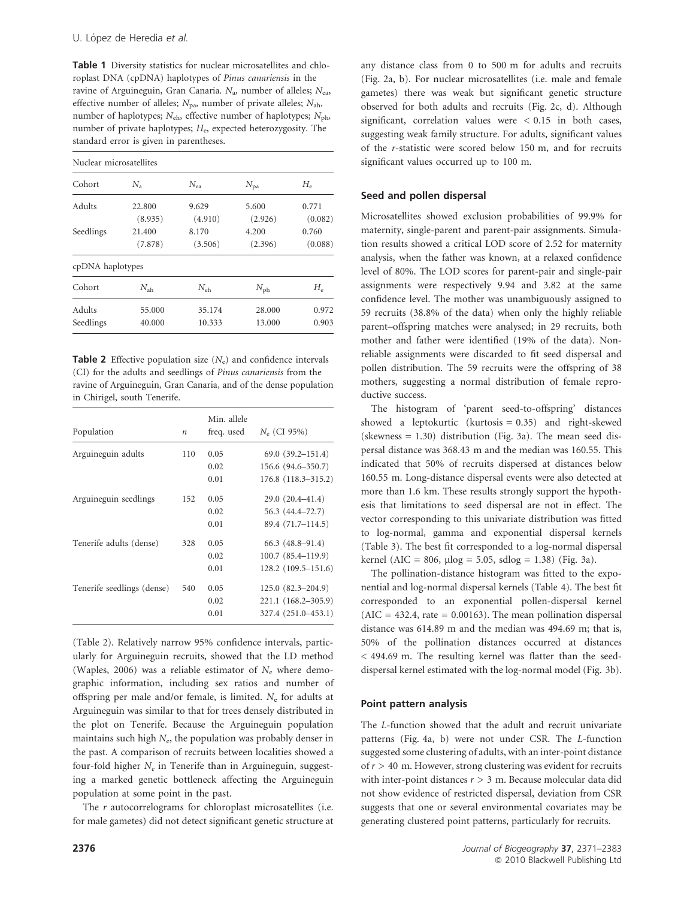**Table 1** Diversity statistics for nuclear microsatellites and chloroplast DNA (cpDNA) haplotypes of *Pinus canariensis* in the ravine of Arguineguin, Gran Canaria. $N_a$, number of alleles; $N_{ea}$, effective number of alleles; $N_{pa}$, number of private alleles; $N_{ah}$, number of haplotypes; $N_{eh}$, effective number of haplotypes; $N_{ph}$, number of private haplotypes; $H_e$, expected heterozygosity. The standard error is given in parentheses.

| Nuclear microsatellites | | | | |
|---|---|---|---|---|
| Cohort | $N_a$ | $N_{ea}$ | $N_{pa}$ | $H_e$ |
| Adults | 22.800 (8.935) | 9.629 (4.910) | 5.600 (2.926) | 0.771 (0.082) |
| Seedlings | 21.400 (7.878) | 8.170 (3.506) | 4.200 (2.396) | 0.760 (0.088) |
| **cpDNA haplotypes** | | | | |
| Cohort | $N_{ah}$ | $N_{eh}$ | $N_{ph}$ | $H_e$ |
| Adults | 55.000 | 35.174 | 28.000 | 0.972 |
| Seedlings | 40.000 | 10.333 | 13.000 | 0.903 |

**Table 2** Effective population size ($N_e$) and confidence intervals (CI) for the adults and seedlings of *Pinus canariensis* from the ravine of Arguineguin, Gran Canaria, and of the dense population in Chirigel, south Tenerife.

| Population | $n$ | Min. allele freq. used | $N_e$ (CI 95%) |
|---|---|---|---|
| Arguineguin adults | 110 | 0.05 | 69.0 (39.2–151.4) |
| | | 0.02 | 156.6 (94.6–350.7) |
| | | 0.01 | 176.8 (118.3–315.2) |
| Arguineguin seedlings | 152 | 0.05 | 29.0 (20.4–41.4) |
| | | 0.02 | 56.3 (44.4–72.7) |
| | | 0.01 | 89.4 (71.7–114.5) |
| Tenerife adults (dense) | 328 | 0.05 | 66.3 (48.8–91.4) |
| | | 0.02 | 100.7 (85.4–119.9) |
| | | 0.01 | 128.2 (109.5–151.6) |
| Tenerife seedlings (dense) | 540 | 0.05 | 125.0 (82.3–204.9) |
| | | 0.02 | 221.1 (168.2–305.9) |
| | | 0.01 | 327.4 (251.0–453.1) |

(Table 2). Relatively narrow 95% confidence intervals, particularly for Arguineguin recruits, showed that the LD method (Waples, 2006) was a reliable estimator of $N_e$ where demographic information, including sex ratios and number of offspring per male and/or female, is limited. $N_e$ for adults at Arguineguin was similar to that for trees densely distributed in the plot on Tenerife. Because the Arguineguin population maintains such high $N_e$, the population was probably denser in the past. A comparison of recruits between localities showed a four-fold higher $N_e$ in Tenerife than in Arguineguin, suggesting a marked genetic bottleneck affecting the Arguineguin population at some point in the past.

The $r$ autocorrelograms for chloroplast microsatellites (i.e. for male gametes) did not detect significant genetic structure at any distance class from 0 to 500 m for adults and recruits (Fig. 2a, b). For nuclear microsatellites (i.e. male and female gametes) there was weak but significant genetic structure observed for both adults and recruits (Fig. 2c, d). Although significant, correlation values were < 0.15 in both cases, suggesting weak family structure. For adults, significant values of the $r$-statistic were scored below 150 m, and for recruits significant values occurred up to 100 m.

### Seed and pollen dispersal

Microsatellites showed exclusion probabilities of 99.9% for maternity, single-parent and parent-pair assignments. Simulation results showed a critical LOD score of 2.52 for maternity analysis, when the father was known, at a relaxed confidence level of 80%. The LOD scores for parent-pair and single-pair assignments were respectively 9.94 and 3.82 at the same confidence level. The mother was unambiguously assigned to 59 recruits (38.8% of the data) when only the highly reliable parent–offspring matches were analysed; in 29 recruits, both mother and father were identified (19% of the data). Non-reliable assignments were discarded to fit seed dispersal and pollen distribution. The 59 recruits were the offspring of 38 mothers, suggesting a normal distribution of female reproductive success.

The histogram of 'parent seed-to-offspring' distances showed a leptokurtic (kurtosis = 0.35) and right-skewed (skewness = 1.30) distribution (Fig. 3a). The mean seed dispersal distance was 368.43 m and the median was 160.55. This indicated that 50% of recruits dispersed at distances below 160.55 m. Long-distance dispersal events were also detected at more than 1.6 km. These results strongly support the hypothesis that limitations to seed dispersal are not in effect. The vector corresponding to this univariate distribution was fitted to log-normal, gamma and exponential dispersal kernels (Table 3). The best fit corresponded to a log-normal dispersal kernel (AIC = 806, μlog = 5.05, sdlog = 1.38) (Fig. 3a).

The pollination-distance histogram was fitted to the exponential and log-normal dispersal kernels (Table 4). The best fit corresponded to an exponential pollen-dispersal kernel (AIC = 432.4, rate = 0.00163). The mean pollination dispersal distance was 614.89 m and the median was 494.69 m; that is, 50% of the pollination distances occurred at distances < 494.69 m. The resulting kernel was flatter than the seed-dispersal kernel estimated with the log-normal model (Fig. 3b).

### Point pattern analysis

The $L$-function showed that the adult and recruit univariate patterns (Fig. 4a, b) were not under CSR. The $L$-function suggested some clustering of adults, with an inter-point distance of $r > 40$ m. However, strong clustering was evident for recruits with inter-point distances $r > 3$ m. Because molecular data did not show evidence of restricted dispersal, deviation from CSR suggests that one or several environmental covariates may be generating clustered point patterns, particularly for recruits.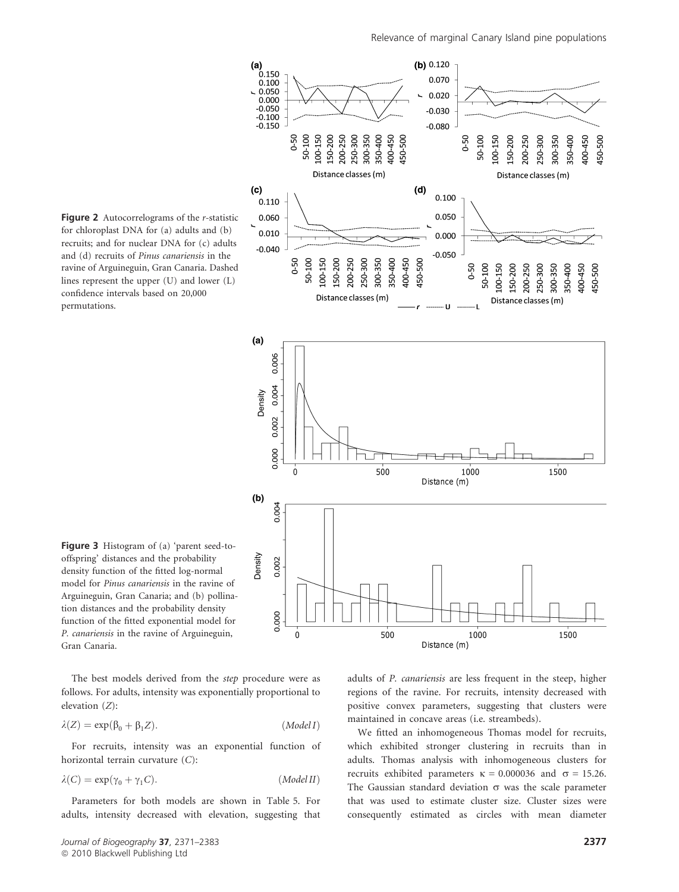**Figure 2** Autocorrelograms of the *r*-statistic for chloroplast DNA for (a) adults and (b) recruits; and for nuclear DNA for (c) adults and (d) recruits of *Pinus canariensis* in the ravine of Arguineguin, Gran Canaria. Dashed lines represent the upper (U) and lower (L) confidence intervals based on 20,000 permutations.

**Figure 3** Histogram of (a) 'parent seed-to-offspring' distances and the probability density function of the fitted log-normal model for *Pinus canariensis* in the ravine of Arguineguin, Gran Canaria; and (b) pollination distances and the probability density function of the fitted exponential model for *P. canariensis* in the ravine of Arguineguin, Gran Canaria.

The best models derived from the *step* procedure were as follows. For adults, intensity was exponentially proportional to elevation ($Z$):

$$\lambda(Z) = \exp(\beta_0 + \beta_1 Z). \qquad (Model\,I)$$

For recruits, intensity was an exponential function of horizontal terrain curvature ($C$):

$$\lambda(C) = \exp(\gamma_0 + \gamma_1 C). \qquad (Model\,II)$$

Parameters for both models are shown in Table 5. For adults, intensity decreased with elevation, suggesting that adults of *P. canariensis* are less frequent in the steep, higher regions of the ravine. For recruits, intensity decreased with positive convex parameters, suggesting that clusters were maintained in concave areas (i.e. streambeds).

We fitted an inhomogeneous Thomas model for recruits, which exhibited stronger clustering in recruits than in adults. Thomas analysis with inhomogeneous clusters for recruits exhibited parameters $\kappa = 0.000036$ and $\sigma = 15.26$. The Gaussian standard deviation $\sigma$ was the scale parameter that was used to estimate cluster size. Cluster sizes were consequently estimated as circles with mean diameter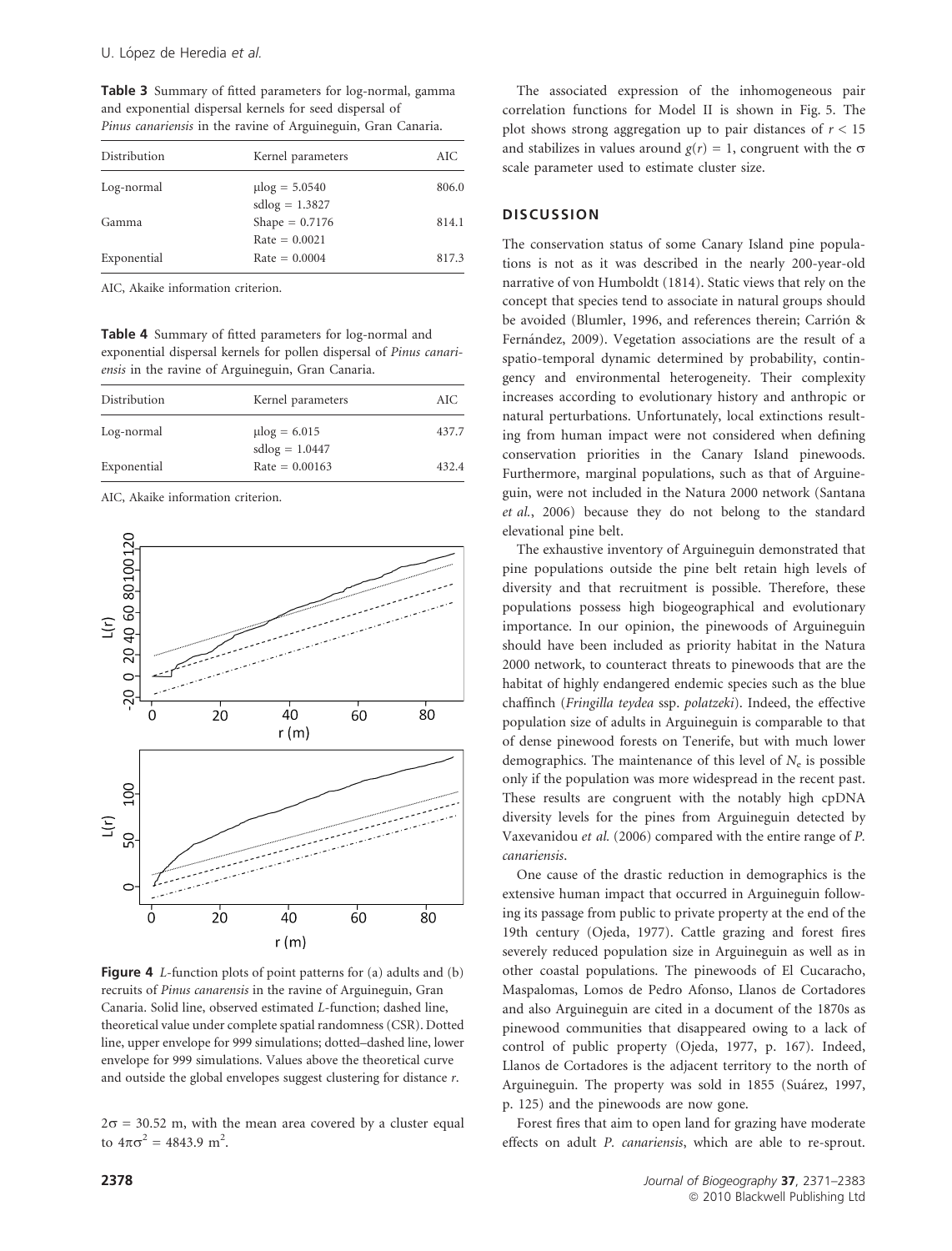**Table 3** Summary of fitted parameters for log-normal, gamma and exponential dispersal kernels for seed dispersal of *Pinus canariensis* in the ravine of Arguineguin, Gran Canaria.

| Distribution | Kernel parameters | AIC |
|---|---|---|
| Log-normal | μlog = 5.0540<br>sdlog = 1.3827 | 806.0 |
| Gamma | Shape = 0.7176<br>Rate = 0.0021 | 814.1 |
| Exponential | Rate = 0.0004 | 817.3 |

AIC, Akaike information criterion.

**Table 4** Summary of fitted parameters for log-normal and exponential dispersal kernels for pollen dispersal of *Pinus canariensis* in the ravine of Arguineguin, Gran Canaria.

| Distribution | Kernel parameters | AIC |
|---|---|---|
| Log-normal | μlog = 6.015<br>sdlog = 1.0447 | 437.7 |
| Exponential | Rate = 0.00163 | 432.4 |

AIC, Akaike information criterion.

**Figure 4** *L*-function plots of point patterns for (a) adults and (b) recruits of *Pinus canarensis* in the ravine of Arguineguin, Gran Canaria. Solid line, observed estimated *L*-function; dashed line, theoretical value under complete spatial randomness (CSR). Dotted line, upper envelope for 999 simulations; dotted–dashed line, lower envelope for 999 simulations. Values above the theoretical curve and outside the global envelopes suggest clustering for distance *r*.

$2\sigma = 30.52$ m, with the mean area covered by a cluster equal to $4\pi\sigma^2 = 4843.9$ m$^2$.

The associated expression of the inhomogeneous pair correlation functions for Model II is shown in Fig. 5. The plot shows strong aggregation up to pair distances of $r < 15$ and stabilizes in values around $g(r) = 1$, congruent with the $\sigma$ scale parameter used to estimate cluster size.

## DISCUSSION

The conservation status of some Canary Island pine populations is not as it was described in the nearly 200-year-old narrative of von Humboldt (1814). Static views that rely on the concept that species tend to associate in natural groups should be avoided (Blumler, 1996, and references therein; Carrión & Fernández, 2009). Vegetation associations are the result of a spatio-temporal dynamic determined by probability, contingency and environmental heterogeneity. Their complexity increases according to evolutionary history and anthropic or natural perturbations. Unfortunately, local extinctions resulting from human impact were not considered when defining conservation priorities in the Canary Island pinewoods. Furthermore, marginal populations, such as that of Arguineguin, were not included in the Natura 2000 network (Santana *et al.*, 2006) because they do not belong to the standard elevational pine belt.

The exhaustive inventory of Arguineguin demonstrated that pine populations outside the pine belt retain high levels of diversity and that recruitment is possible. Therefore, these populations possess high biogeographical and evolutionary importance. In our opinion, the pinewoods of Arguineguin should have been included as priority habitat in the Natura 2000 network, to counteract threats to pinewoods that are the habitat of highly endangered endemic species such as the blue chaffinch (*Fringilla teydea* ssp. *polatzeki*). Indeed, the effective population size of adults in Arguineguin is comparable to that of dense pinewood forests on Tenerife, but with much lower demographics. The maintenance of this level of $N_e$ is possible only if the population was more widespread in the recent past. These results are congruent with the notably high cpDNA diversity levels for the pines from Arguineguin detected by Vaxevanidou *et al.* (2006) compared with the entire range of *P. canariensis*.

One cause of the drastic reduction in demographics is the extensive human impact that occurred in Arguineguin following its passage from public to private property at the end of the 19th century (Ojeda, 1977). Cattle grazing and forest fires severely reduced population size in Arguineguin as well as in other coastal populations. The pinewoods of El Cucaracho, Maspalomas, Lomos de Pedro Afonso, Llanos de Cortadores and also Arguineguin are cited in a document of the 1870s as pinewood communities that disappeared owing to a lack of control of public property (Ojeda, 1977, p. 167). Indeed, Llanos de Cortadores is the adjacent territory to the north of Arguineguin. The property was sold in 1855 (Suárez, 1997, p. 125) and the pinewoods are now gone.

Forest fires that aim to open land for grazing have moderate effects on adult *P. canariensis*, which are able to re-sprout.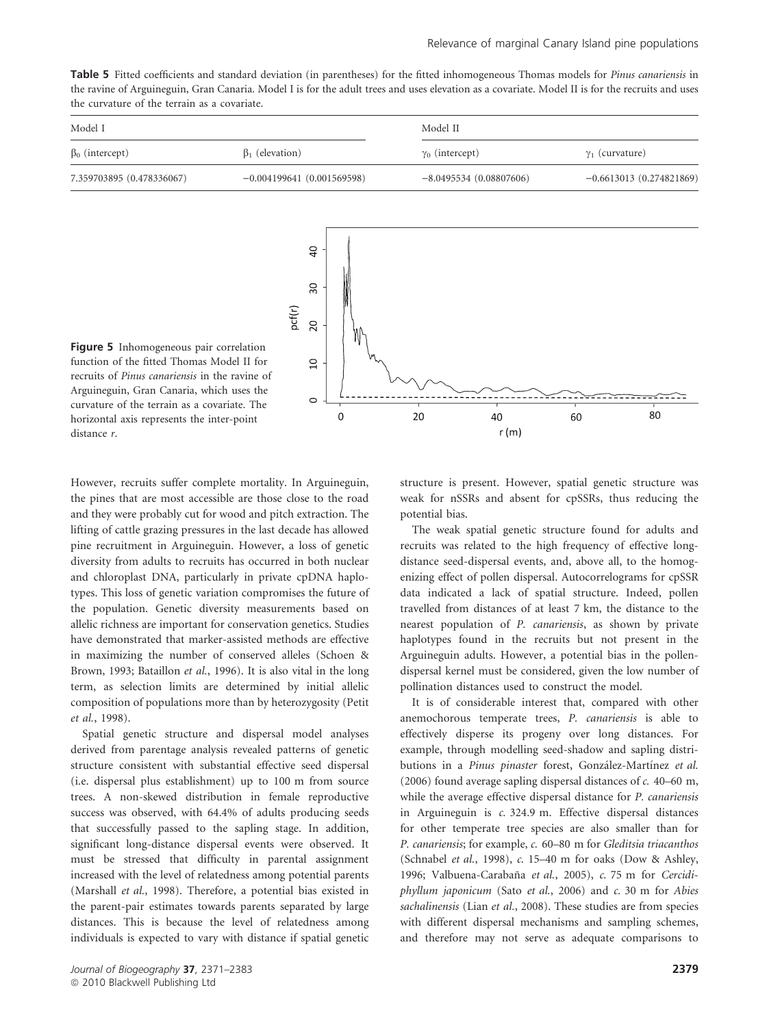**Table 5** Fitted coefficients and standard deviation (in parentheses) for the fitted inhomogeneous Thomas models for *Pinus canariensis* in the ravine of Arguineguin, Gran Canaria. Model I is for the adult trees and uses elevation as a covariate. Model II is for the recruits and uses the curvature of the terrain as a covariate.

| Model I | | Model II | |
|---|---|---|---|
| $\beta_0$ (intercept) | $\beta_1$ (elevation) | $\gamma_0$ (intercept) | $\gamma_1$ (curvature) |
| 7.359703895 (0.478336067) | −0.004199641 (0.001569598) | −8.0495534 (0.08807606) | −0.6613013 (0.274821869) |

**Figure 5** Inhomogeneous pair correlation function of the fitted Thomas Model II for recruits of *Pinus canariensis* in the ravine of Arguineguin, Gran Canaria, which uses the curvature of the terrain as a covariate. The horizontal axis represents the inter-point distance *r*.

However, recruits suffer complete mortality. In Arguineguin, the pines that are most accessible are those close to the road and they were probably cut for wood and pitch extraction. The lifting of cattle grazing pressures in the last decade has allowed pine recruitment in Arguineguin. However, a loss of genetic diversity from adults to recruits has occurred in both nuclear and chloroplast DNA, particularly in private cpDNA haplotypes. This loss of genetic variation compromises the future of the population. Genetic diversity measurements based on allelic richness are important for conservation genetics. Studies have demonstrated that marker-assisted methods are effective in maximizing the number of conserved alleles (Schoen & Brown, 1993; Bataillon *et al.*, 1996). It is also vital in the long term, as selection limits are determined by initial allelic composition of populations more than by heterozygosity (Petit *et al.*, 1998).

Spatial genetic structure and dispersal model analyses derived from parentage analysis revealed patterns of genetic structure consistent with substantial effective seed dispersal (i.e. dispersal plus establishment) up to 100 m from source trees. A non-skewed distribution in female reproductive success was observed, with 64.4% of adults producing seeds that successfully passed to the sapling stage. In addition, significant long-distance dispersal events were observed. It must be stressed that difficulty in parental assignment increased with the level of relatedness among potential parents (Marshall *et al.*, 1998). Therefore, a potential bias existed in the parent-pair estimates towards parents separated by large distances. This is because the level of relatedness among individuals is expected to vary with distance if spatial genetic structure is present. However, spatial genetic structure was weak for nSSRs and absent for cpSSRs, thus reducing the potential bias.

The weak spatial genetic structure found for adults and recruits was related to the high frequency of effective long-distance seed-dispersal events, and, above all, to the homogenizing effect of pollen dispersal. Autocorrelograms for cpSSR data indicated a lack of spatial structure. Indeed, pollen travelled from distances of at least 7 km, the distance to the nearest population of *P. canariensis*, as shown by private haplotypes found in the recruits but not present in the Arguineguin adults. However, a potential bias in the pollen-dispersal kernel must be considered, given the low number of pollination distances used to construct the model.

It is of considerable interest that, compared with other anemochorous temperate trees, *P. canariensis* is able to effectively disperse its progeny over long distances. For example, through modelling seed-shadow and sapling distributions in a *Pinus pinaster* forest, González-Martínez *et al.* (2006) found average sapling dispersal distances of *c.* 40–60 m, while the average effective dispersal distance for *P. canariensis* in Arguineguin is *c.* 324.9 m. Effective dispersal distances for other temperate tree species are also smaller than for *P. canariensis*; for example, *c.* 60–80 m for *Gleditsia triacanthos* (Schnabel *et al.*, 1998), *c.* 15–40 m for oaks (Dow & Ashley, 1996; Valbuena-Carabaña *et al.*, 2005), *c.* 75 m for *Cercidiphyllum japonicum* (Sato *et al.*, 2006) and *c.* 30 m for *Abies sachalinensis* (Lian *et al.*, 2008). These studies are from species with different dispersal mechanisms and sampling schemes, and therefore may not serve as adequate comparisons to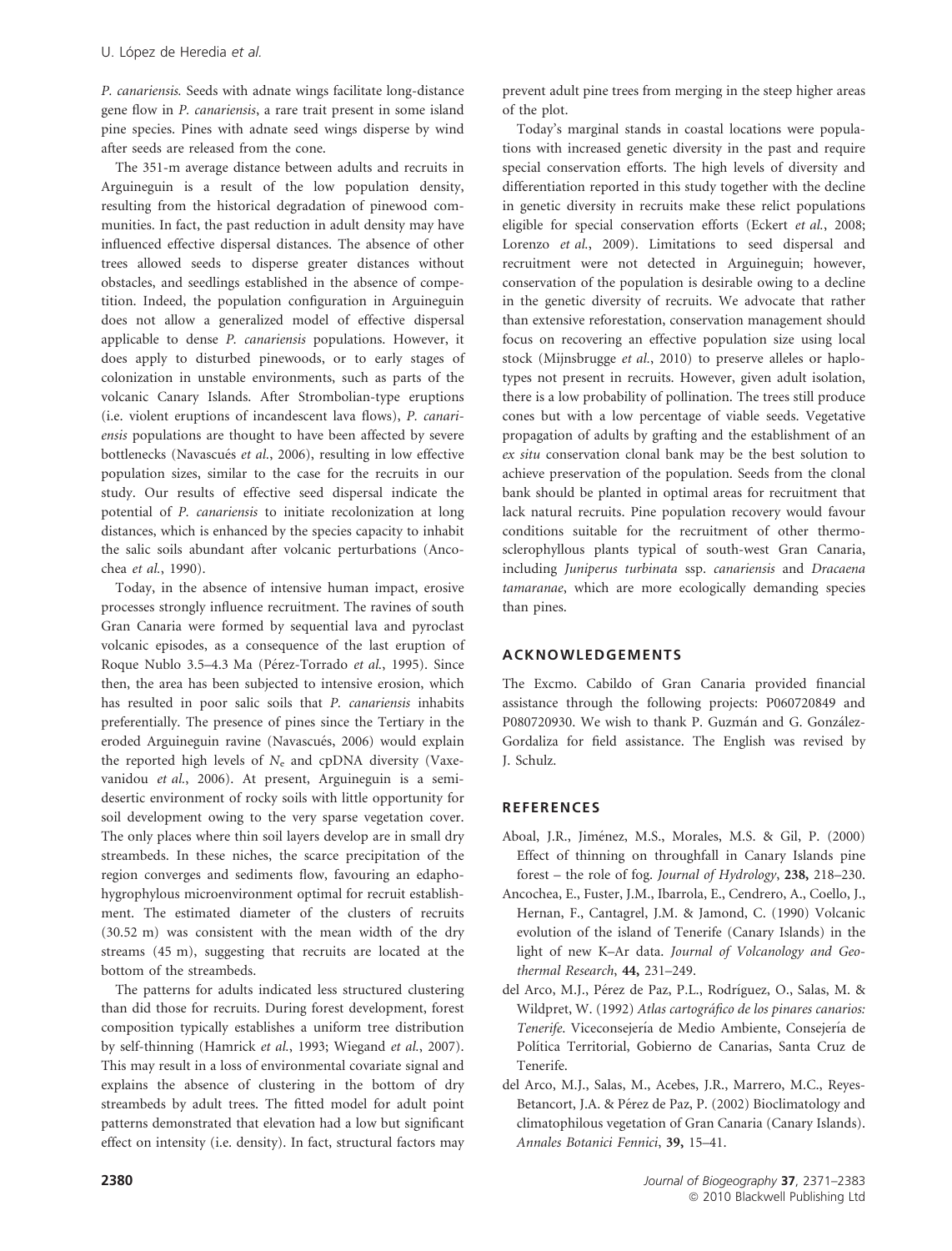*P. canariensis*. Seeds with adnate wings facilitate long-distance gene flow in *P. canariensis*, a rare trait present in some island pine species. Pines with adnate seed wings disperse by wind after seeds are released from the cone.

The 351-m average distance between adults and recruits in Arguineguin is a result of the low population density, resulting from the historical degradation of pinewood communities. In fact, the past reduction in adult density may have influenced effective dispersal distances. The absence of other trees allowed seeds to disperse greater distances without obstacles, and seedlings established in the absence of competition. Indeed, the population configuration in Arguineguin does not allow a generalized model of effective dispersal applicable to dense *P. canariensis* populations. However, it does apply to disturbed pinewoods, or to early stages of colonization in unstable environments, such as parts of the volcanic Canary Islands. After Strombolian-type eruptions (i.e. violent eruptions of incandescent lava flows), *P. canariensis* populations are thought to have been affected by severe bottlenecks (Navascués *et al.*, 2006), resulting in low effective population sizes, similar to the case for the recruits in our study. Our results of effective seed dispersal indicate the potential of *P. canariensis* to initiate recolonization at long distances, which is enhanced by the species capacity to inhabit the salic soils abundant after volcanic perturbations (Ancochea *et al.*, 1990).

Today, in the absence of intensive human impact, erosive processes strongly influence recruitment. The ravines of south Gran Canaria were formed by sequential lava and pyroclast volcanic episodes, as a consequence of the last eruption of Roque Nublo 3.5–4.3 Ma (Pérez-Torrado *et al.*, 1995). Since then, the area has been subjected to intensive erosion, which has resulted in poor salic soils that *P. canariensis* inhabits preferentially. The presence of pines since the Tertiary in the eroded Arguineguin ravine (Navascués, 2006) would explain the reported high levels of $N_e$ and cpDNA diversity (Vaxevanidou *et al.*, 2006). At present, Arguineguin is a semi-desertic environment of rocky soils with little opportunity for soil development owing to the very sparse vegetation cover. The only places where thin soil layers develop are in small dry streambeds. In these niches, the scarce precipitation of the region converges and sediments flow, favouring an edaphohygrophylous microenvironment optimal for recruit establishment. The estimated diameter of the clusters of recruits (30.52 m) was consistent with the mean width of the dry streams (45 m), suggesting that recruits are located at the bottom of the streambeds.

The patterns for adults indicated less structured clustering than did those for recruits. During forest development, forest composition typically establishes a uniform tree distribution by self-thinning (Hamrick *et al.*, 1993; Wiegand *et al.*, 2007). This may result in a loss of environmental covariate signal and explains the absence of clustering in the bottom of dry streambeds by adult trees. The fitted model for adult point patterns demonstrated that elevation had a low but significant effect on intensity (i.e. density). In fact, structural factors may prevent adult pine trees from merging in the steep higher areas of the plot.

Today's marginal stands in coastal locations were populations with increased genetic diversity in the past and require special conservation efforts. The high levels of diversity and differentiation reported in this study together with the decline in genetic diversity in recruits make these relict populations eligible for special conservation efforts (Eckert *et al.*, 2008; Lorenzo *et al.*, 2009). Limitations to seed dispersal and recruitment were not detected in Arguineguin; however, conservation of the population is desirable owing to a decline in the genetic diversity of recruits. We advocate that rather than extensive reforestation, conservation management should focus on recovering an effective population size using local stock (Mijnsbrugge *et al.*, 2010) to preserve alleles or haplotypes not present in recruits. However, given adult isolation, there is a low probability of pollination. The trees still produce cones but with a low percentage of viable seeds. Vegetative propagation of adults by grafting and the establishment of an *ex situ* conservation clonal bank may be the best solution to achieve preservation of the population. Seeds from the clonal bank should be planted in optimal areas for recruitment that lack natural recruits. Pine population recovery would favour conditions suitable for the recruitment of other thermo-sclerophyllous plants typical of south-west Gran Canaria, including *Juniperus turbinata* ssp. *canariensis* and *Dracaena tamaranae*, which are more ecologically demanding species than pines.

## ACKNOWLEDGEMENTS

The Excmo. Cabildo of Gran Canaria provided financial assistance through the following projects: P060720849 and P080720930. We wish to thank P. Guzmán and G. González-Gordaliza for field assistance. The English was revised by J. Schulz.

## REFERENCES

Aboal, J.R., Jiménez, M.S., Morales, M.S. & Gil, P. (2000) Effect of thinning on throughfall in Canary Islands pine forest – the role of fog. *Journal of Hydrology*, **238,** 218–230.

Ancochea, E., Fuster, J.M., Ibarrola, E., Cendrero, A., Coello, J., Hernan, F., Cantagrel, J.M. & Jamond, C. (1990) Volcanic evolution of the island of Tenerife (Canary Islands) in the light of new K–Ar data. *Journal of Volcanology and Geothermal Research*, **44,** 231–249.

del Arco, M.J., Pérez de Paz, P.L., Rodríguez, O., Salas, M. & Wildpret, W. (1992) *Atlas cartográfico de los pinares canarios: Tenerife*. Viceconsejería de Medio Ambiente, Consejería de Política Territorial, Gobierno de Canarias, Santa Cruz de Tenerife.

del Arco, M.J., Salas, M., Acebes, J.R., Marrero, M.C., Reyes-Betancort, J.A. & Pérez de Paz, P. (2002) Bioclimatology and climatophilous vegetation of Gran Canaria (Canary Islands). *Annales Botanici Fennici*, **39,** 15–41.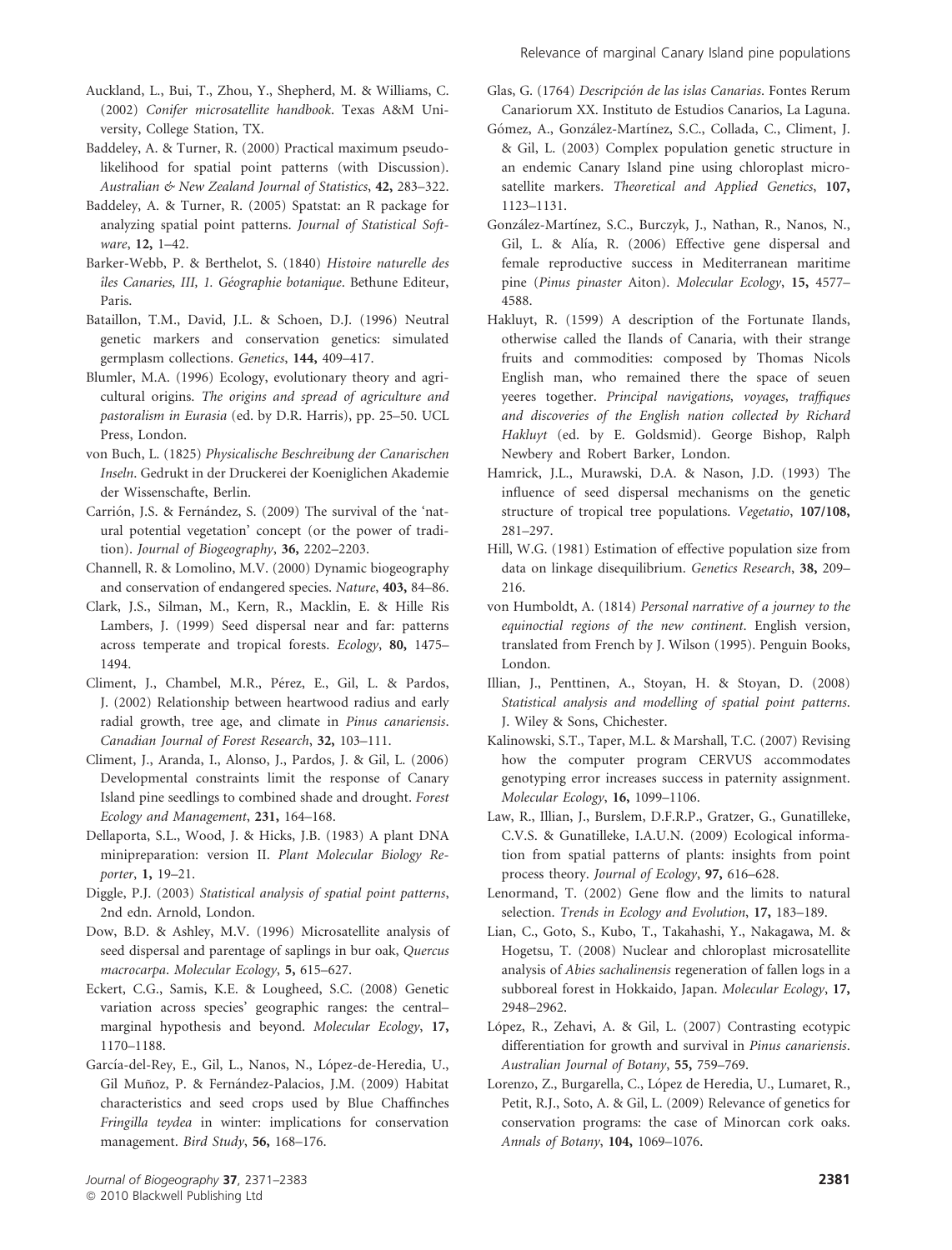Auckland, L., Bui, T., Zhou, Y., Shepherd, M. & Williams, C. (2002) *Conifer microsatellite handbook*. Texas A&M University, College Station, TX.

Baddeley, A. & Turner, R. (2000) Practical maximum pseudolikelihood for spatial point patterns (with Discussion). *Australian & New Zealand Journal of Statistics*, **42,** 283–322.

Baddeley, A. & Turner, R. (2005) Spatstat: an R package for analyzing spatial point patterns. *Journal of Statistical Software*, **12,** 1–42.

Barker-Webb, P. & Berthelot, S. (1840) *Histoire naturelle des îles Canaries, III, 1. Géographie botanique*. Bethune Editeur, Paris.

Bataillon, T.M., David, J.L. & Schoen, D.J. (1996) Neutral genetic markers and conservation genetics: simulated germplasm collections. *Genetics*, **144,** 409–417.

Blumler, M.A. (1996) Ecology, evolutionary theory and agricultural origins. *The origins and spread of agriculture and pastoralism in Eurasia* (ed. by D.R. Harris), pp. 25–50. UCL Press, London.

von Buch, L. (1825) *Physicalische Beschreibung der Canarischen Inseln*. Gedrukt in der Druckerei der Koeniglichen Akademie der Wissenschafte, Berlin.

Carrión, J.S. & Fernández, S. (2009) The survival of the 'natural potential vegetation' concept (or the power of tradition). *Journal of Biogeography*, **36,** 2202–2203.

Channell, R. & Lomolino, M.V. (2000) Dynamic biogeography and conservation of endangered species. *Nature*, **403,** 84–86.

Clark, J.S., Silman, M., Kern, R., Macklin, E. & Hille Ris Lambers, J. (1999) Seed dispersal near and far: patterns across temperate and tropical forests. *Ecology*, **80,** 1475–1494.

Climent, J., Chambel, M.R., Pérez, E., Gil, L. & Pardos, J. (2002) Relationship between heartwood radius and early radial growth, tree age, and climate in *Pinus canariensis*. *Canadian Journal of Forest Research*, **32,** 103–111.

Climent, J., Aranda, I., Alonso, J., Pardos, J. & Gil, L. (2006) Developmental constraints limit the response of Canary Island pine seedlings to combined shade and drought. *Forest Ecology and Management*, **231,** 164–168.

Dellaporta, S.L., Wood, J. & Hicks, J.B. (1983) A plant DNA minipreparation: version II. *Plant Molecular Biology Reporter*, **1,** 19–21.

Diggle, P.J. (2003) *Statistical analysis of spatial point patterns*, 2nd edn. Arnold, London.

Dow, B.D. & Ashley, M.V. (1996) Microsatellite analysis of seed dispersal and parentage of saplings in bur oak, *Quercus macrocarpa*. *Molecular Ecology*, **5,** 615–627.

Eckert, C.G., Samis, K.E. & Lougheed, S.C. (2008) Genetic variation across species' geographic ranges: the central–marginal hypothesis and beyond. *Molecular Ecology*, **17,** 1170–1188.

García-del-Rey, E., Gil, L., Nanos, N., López-de-Heredia, U., Gil Muñoz, P. & Fernández-Palacios, J.M. (2009) Habitat characteristics and seed crops used by Blue Chaffinches *Fringilla teydea* in winter: implications for conservation management. *Bird Study*, **56,** 168–176.

Glas, G. (1764) *Descripción de las islas Canarias*. Fontes Rerum Canariorum XX. Instituto de Estudios Canarios, La Laguna.

Gómez, A., González-Martínez, S.C., Collada, C., Climent, J. & Gil, L. (2003) Complex population genetic structure in an endemic Canary Island pine using chloroplast microsatellite markers. *Theoretical and Applied Genetics*, **107,** 1123–1131.

González-Martínez, S.C., Burczyk, J., Nathan, R., Nanos, N., Gil, L. & Alía, R. (2006) Effective gene dispersal and female reproductive success in Mediterranean maritime pine (*Pinus pinaster* Aiton). *Molecular Ecology*, **15,** 4577–4588.

Hakluyt, R. (1599) A description of the Fortunate Ilands, otherwise called the Ilands of Canaria, with their strange fruits and commodities: composed by Thomas Nicols English man, who remained there the space of seuen yeeres together. *Principal navigations, voyages, traffiques and discoveries of the English nation collected by Richard Hakluyt* (ed. by E. Goldsmid). George Bishop, Ralph Newbery and Robert Barker, London.

Hamrick, J.L., Murawski, D.A. & Nason, J.D. (1993) The influence of seed dispersal mechanisms on the genetic structure of tropical tree populations. *Vegetatio*, **107/108,** 281–297.

Hill, W.G. (1981) Estimation of effective population size from data on linkage disequilibrium. *Genetics Research*, **38,** 209–216.

von Humboldt, A. (1814) *Personal narrative of a journey to the equinoctial regions of the new continent*. English version, translated from French by J. Wilson (1995). Penguin Books, London.

Illian, J., Penttinen, A., Stoyan, H. & Stoyan, D. (2008) *Statistical analysis and modelling of spatial point patterns*. J. Wiley & Sons, Chichester.

Kalinowski, S.T., Taper, M.L. & Marshall, T.C. (2007) Revising how the computer program CERVUS accommodates genotyping error increases success in paternity assignment. *Molecular Ecology*, **16,** 1099–1106.

Law, R., Illian, J., Burslem, D.F.R.P., Gratzer, G., Gunatilleke, C.V.S. & Gunatilleke, I.A.U.N. (2009) Ecological information from spatial patterns of plants: insights from point process theory. *Journal of Ecology*, **97,** 616–628.

Lenormand, T. (2002) Gene flow and the limits to natural selection. *Trends in Ecology and Evolution*, **17,** 183–189.

Lian, C., Goto, S., Kubo, T., Takahashi, Y., Nakagawa, M. & Hogetsu, T. (2008) Nuclear and chloroplast microsatellite analysis of *Abies sachalinensis* regeneration of fallen logs in a subboreal forest in Hokkaido, Japan. *Molecular Ecology*, **17,** 2948–2962.

López, R., Zehavi, A. & Gil, L. (2007) Contrasting ecotypic differentiation for growth and survival in *Pinus canariensis*. *Australian Journal of Botany*, **55,** 759–769.

Lorenzo, Z., Burgarella, C., López de Heredia, U., Lumaret, R., Petit, R.J., Soto, A. & Gil, L. (2009) Relevance of genetics for conservation programs: the case of Minorcan cork oaks. *Annals of Botany*, **104,** 1069–1076.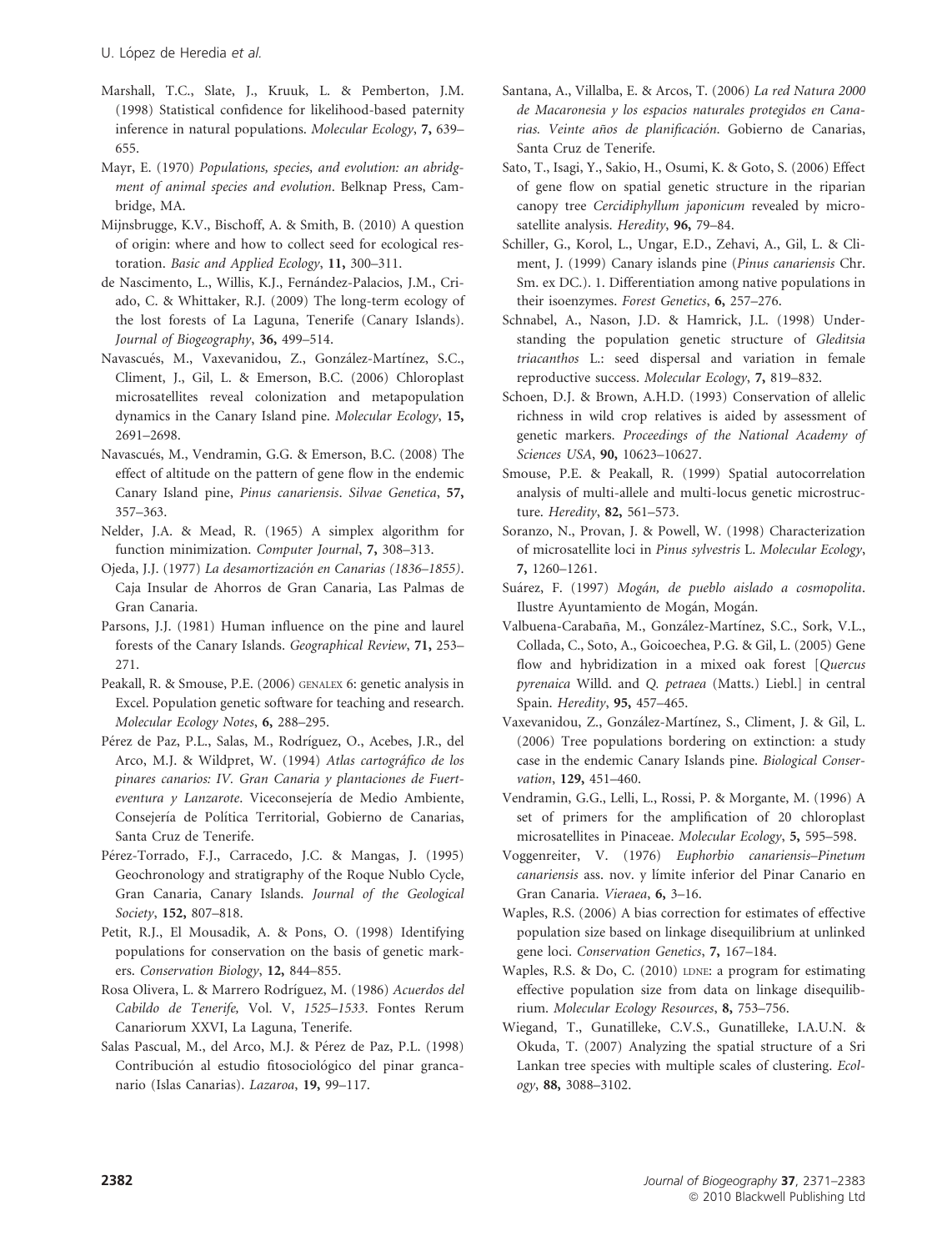Marshall, T.C., Slate, J., Kruuk, L. & Pemberton, J.M. (1998) Statistical confidence for likelihood-based paternity inference in natural populations. *Molecular Ecology*, **7,** 639–655.

Mayr, E. (1970) *Populations, species, and evolution: an abridgment of animal species and evolution*. Belknap Press, Cambridge, MA.

Mijnsbrugge, K.V., Bischoff, A. & Smith, B. (2010) A question of origin: where and how to collect seed for ecological restoration. *Basic and Applied Ecology*, **11,** 300–311.

de Nascimento, L., Willis, K.J., Fernández-Palacios, J.M., Criado, C. & Whittaker, R.J. (2009) The long-term ecology of the lost forests of La Laguna, Tenerife (Canary Islands). *Journal of Biogeography*, **36,** 499–514.

Navascués, M., Vaxevanidou, Z., González-Martínez, S.C., Climent, J., Gil, L. & Emerson, B.C. (2006) Chloroplast microsatellites reveal colonization and metapopulation dynamics in the Canary Island pine. *Molecular Ecology*, **15,** 2691–2698.

Navascués, M., Vendramin, G.G. & Emerson, B.C. (2008) The effect of altitude on the pattern of gene flow in the endemic Canary Island pine, *Pinus canariensis*. *Silvae Genetica*, **57,** 357–363.

Nelder, J.A. & Mead, R. (1965) A simplex algorithm for function minimization. *Computer Journal*, **7,** 308–313.

Ojeda, J.J. (1977) *La desamortización en Canarias (1836–1855)*. Caja Insular de Ahorros de Gran Canaria, Las Palmas de Gran Canaria.

Parsons, J.J. (1981) Human influence on the pine and laurel forests of the Canary Islands. *Geographical Review*, **71,** 253–271.

Peakall, R. & Smouse, P.E. (2006) GENALEX 6: genetic analysis in Excel. Population genetic software for teaching and research. *Molecular Ecology Notes*, **6,** 288–295.

Pérez de Paz, P.L., Salas, M., Rodríguez, O., Acebes, J.R., del Arco, M.J. & Wildpret, W. (1994) *Atlas cartográfico de los pinares canarios: IV. Gran Canaria y plantaciones de Fuerteventura y Lanzarote*. Viceconsejería de Medio Ambiente, Consejería de Política Territorial, Gobierno de Canarias, Santa Cruz de Tenerife.

Pérez-Torrado, F.J., Carracedo, J.C. & Mangas, J. (1995) Geochronology and stratigraphy of the Roque Nublo Cycle, Gran Canaria, Canary Islands. *Journal of the Geological Society*, **152,** 807–818.

Petit, R.J., El Mousadik, A. & Pons, O. (1998) Identifying populations for conservation on the basis of genetic markers. *Conservation Biology*, **12,** 844–855.

Rosa Olivera, L. & Marrero Rodríguez, M. (1986) *Acuerdos del Cabildo de Tenerife,* Vol. V, *1525–1533*. Fontes Rerum Canariorum XXVI, La Laguna, Tenerife.

Salas Pascual, M., del Arco, M.J. & Pérez de Paz, P.L. (1998) Contribución al estudio fitosociológico del pinar grancanario (Islas Canarias). *Lazaroa*, **19,** 99–117.

Santana, A., Villalba, E. & Arcos, T. (2006) *La red Natura 2000 de Macaronesia y los espacios naturales protegidos en Canarias. Veinte años de planificación*. Gobierno de Canarias, Santa Cruz de Tenerife.

Sato, T., Isagi, Y., Sakio, H., Osumi, K. & Goto, S. (2006) Effect of gene flow on spatial genetic structure in the riparian canopy tree *Cercidiphyllum japonicum* revealed by microsatellite analysis. *Heredity*, **96,** 79–84.

Schiller, G., Korol, L., Ungar, E.D., Zehavi, A., Gil, L. & Climent, J. (1999) Canary islands pine (*Pinus canariensis* Chr. Sm. ex DC.). 1. Differentiation among native populations in their isoenzymes. *Forest Genetics*, **6,** 257–276.

Schnabel, A., Nason, J.D. & Hamrick, J.L. (1998) Understanding the population genetic structure of *Gleditsia triacanthos* L.: seed dispersal and variation in female reproductive success. *Molecular Ecology*, **7,** 819–832.

Schoen, D.J. & Brown, A.H.D. (1993) Conservation of allelic richness in wild crop relatives is aided by assessment of genetic markers. *Proceedings of the National Academy of Sciences USA*, **90,** 10623–10627.

Smouse, P.E. & Peakall, R. (1999) Spatial autocorrelation analysis of multi-allele and multi-locus genetic microstructure. *Heredity*, **82,** 561–573.

Soranzo, N., Provan, J. & Powell, W. (1998) Characterization of microsatellite loci in *Pinus sylvestris* L. *Molecular Ecology*, **7,** 1260–1261.

Suárez, F. (1997) *Mogán, de pueblo aislado a cosmopolita*. Ilustre Ayuntamiento de Mogán, Mogán.

Valbuena-Carabaña, M., González-Martínez, S.C., Sork, V.L., Collada, C., Soto, A., Goicoechea, P.G. & Gil, L. (2005) Gene flow and hybridization in a mixed oak forest [*Quercus pyrenaica* Willd. and *Q. petraea* (Matts.) Liebl.] in central Spain. *Heredity*, **95,** 457–465.

Vaxevanidou, Z., González-Martínez, S., Climent, J. & Gil, L. (2006) Tree populations bordering on extinction: a study case in the endemic Canary Islands pine. *Biological Conservation*, **129,** 451–460.

Vendramin, G.G., Lelli, L., Rossi, P. & Morgante, M. (1996) A set of primers for the amplification of 20 chloroplast microsatellites in Pinaceae. *Molecular Ecology*, **5,** 595–598.

Voggenreiter, V. (1976) *Euphorbio canariensis–Pinetum canariensis* ass. nov. y límite inferior del Pinar Canario en Gran Canaria. *Vieraea*, **6,** 3–16.

Waples, R.S. (2006) A bias correction for estimates of effective population size based on linkage disequilibrium at unlinked gene loci. *Conservation Genetics*, **7,** 167–184.

Waples, R.S. & Do, C. (2010) LDNE: a program for estimating effective population size from data on linkage disequilibrium. *Molecular Ecology Resources*, **8,** 753–756.

Wiegand, T., Gunatilleke, C.V.S., Gunatilleke, I.A.U.N. & Okuda, T. (2007) Analyzing the spatial structure of a Sri Lankan tree species with multiple scales of clustering. *Ecology*, **88,** 3088–3102.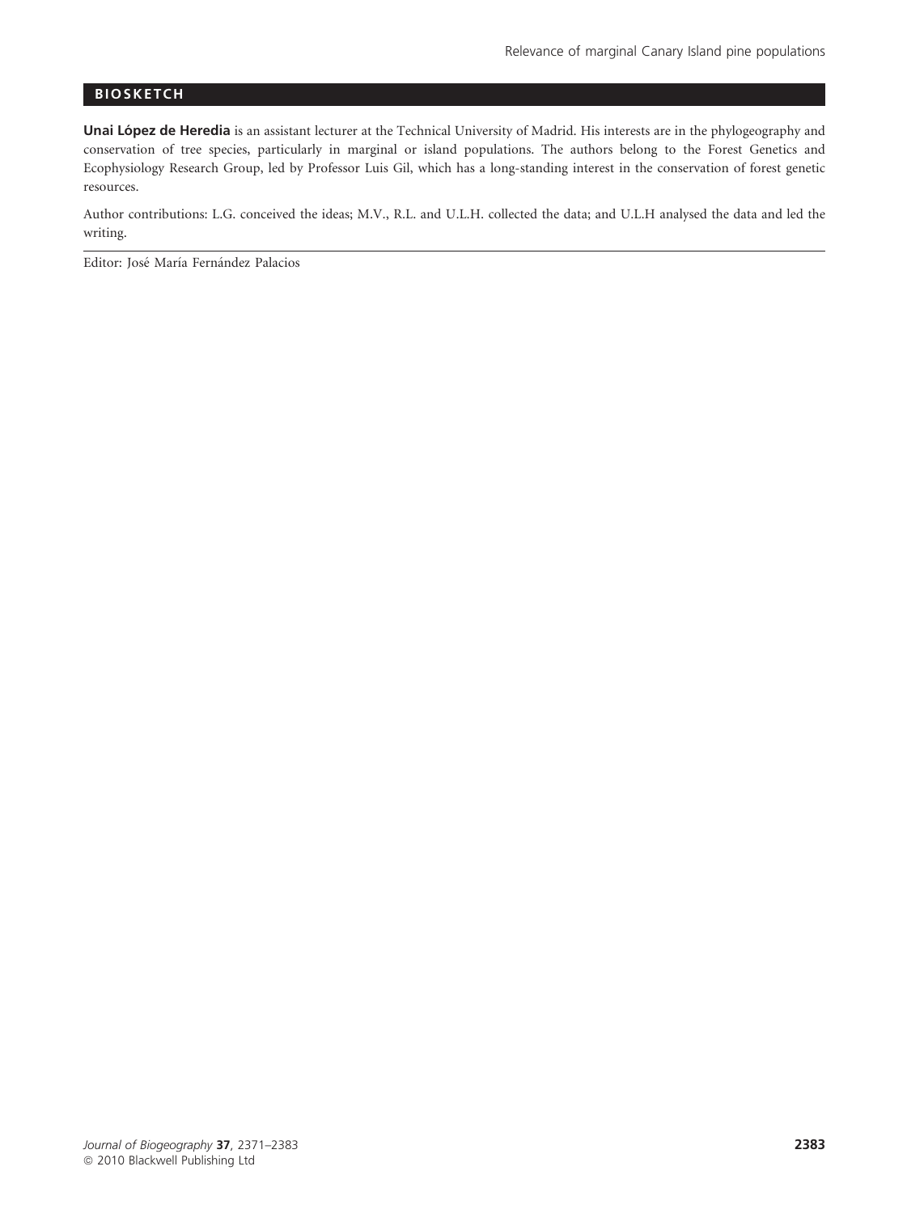## BIOSKETCH

**Unai López de Heredia** is an assistant lecturer at the Technical University of Madrid. His interests are in the phylogeography and conservation of tree species, particularly in marginal or island populations. The authors belong to the Forest Genetics and Ecophysiology Research Group, led by Professor Luis Gil, which has a long-standing interest in the conservation of forest genetic resources.

Author contributions: L.G. conceived the ideas; M.V., R.L. and U.L.H. collected the data; and U.L.H analysed the data and led the writing.

Editor: José María Fernández Palacios